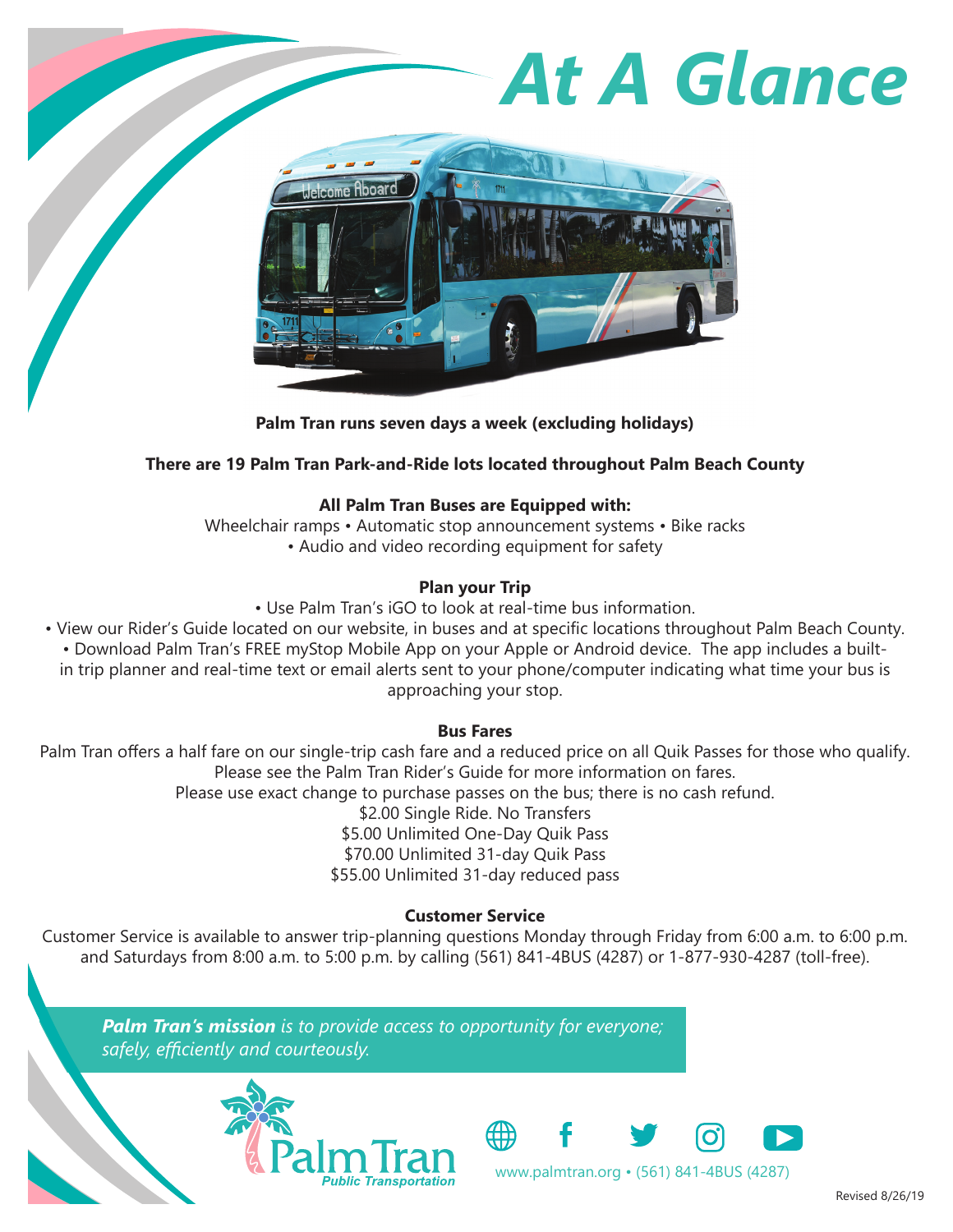# At A Glance

**Palm Tran runs seven days a week (excluding holidays)**

**There are 19 Palm Tran Park-and-Ride lots located throughout Palm Beach County**

**All Palm Tran Buses are Equipped with:**

Wheelchair ramps • Automatic stop announcement systems • Bike racks • Audio and video recording equipment for safety

### Plan your Trip

- Use Palm Tran's iGO to look at real-time bus information.
- View our Rider's Guide located on our website, in buses and at specific locations throughout Palm Beach County.
- Download Palm Tran's FREE myStop Mobile App on your Apple or Android device. The app includes a built-in trip planner and real-time text or email alerts sent to your phone/computer indicating what time your bus is approaching your stop.

### Bus Fares

Palm Tran offers a half fare on our single-trip cash fare and a reduced price on all Quik Passes for those who qualify. Please see the Palm Tran Rider's Guide for more information on fares.

Please use exact change to purchase passes on the bus; there is no cash refund.

$2.00 Single Ride. No Transfers
$5.00 Unlimited One-Day Quik Pass
$70.00 Unlimited 31-day Quik Pass
$55.00 Unlimited 31-day reduced pass

### Customer Service

Customer Service is available to answer trip-planning questions Monday through Friday from 6:00 a.m. to 6:00 p.m. and Saturdays from 8:00 a.m. to 5:00 p.m. by calling (561) 841-4BUS (4287) or 1-877-930-4287 (toll-free).

***Palm Tran's mission** is to provide access to opportunity for everyone; safely, efficiently and courteously.*

Palm Tran
*Public Transportation*

www.palmtran.org • (561) 841-4BUS (4287)

Revised 8/26/19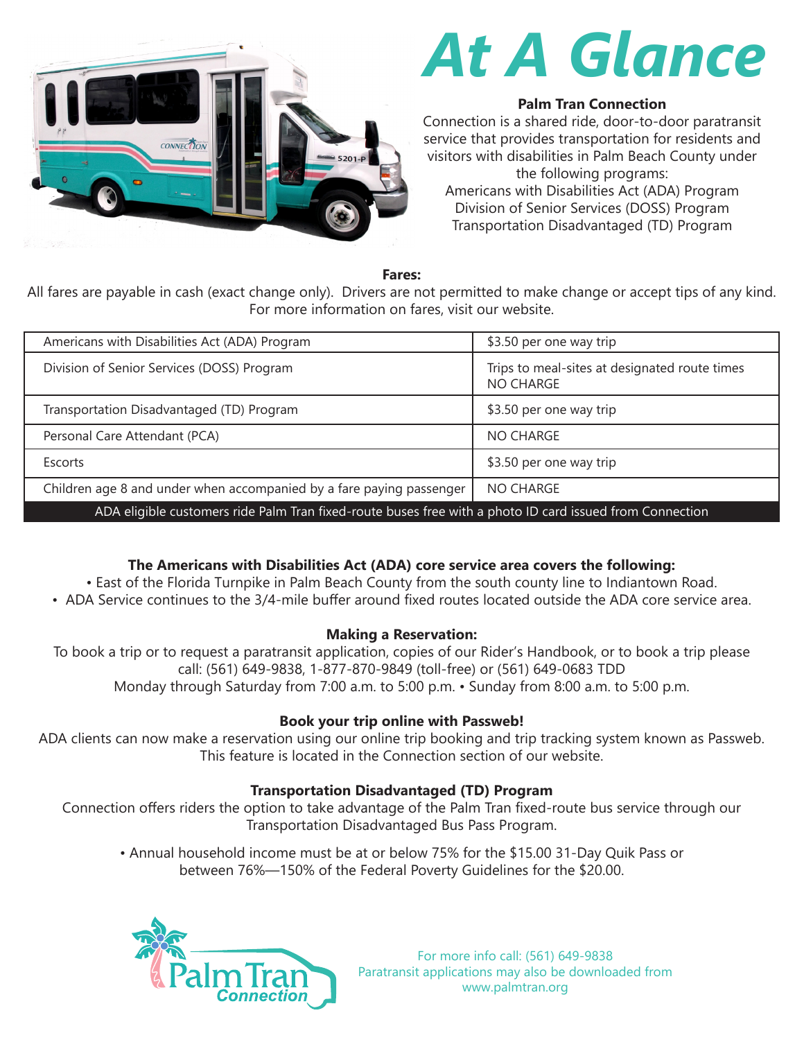# At A Glance

**Palm Tran Connection**

Connection is a shared ride, door-to-door paratransit service that provides transportation for residents and visitors with disabilities in Palm Beach County under the following programs:

Americans with Disabilities Act (ADA) Program
Division of Senior Services (DOSS) Program
Transportation Disadvantaged (TD) Program

**Fares:**

All fares are payable in cash (exact change only). Drivers are not permitted to make change or accept tips of any kind. For more information on fares, visit our website.

| | |
|---|---|
| Americans with Disabilities Act (ADA) Program | $3.50 per one way trip |
| Division of Senior Services (DOSS) Program | Trips to meal-sites at designated route times NO CHARGE |
| Transportation Disadvantaged (TD) Program | $3.50 per one way trip |
| Personal Care Attendant (PCA) | NO CHARGE |
| Escorts | $3.50 per one way trip |
| Children age 8 and under when accompanied by a fare paying passenger | NO CHARGE |
| ADA eligible customers ride Palm Tran fixed-route buses free with a photo ID card issued from Connection | |

**The Americans with Disabilities Act (ADA) core service area covers the following:**

- East of the Florida Turnpike in Palm Beach County from the south county line to Indiantown Road.
- ADA Service continues to the 3/4-mile buffer around fixed routes located outside the ADA core service area.

**Making a Reservation:**

To book a trip or to request a paratransit application, copies of our Rider's Handbook, or to book a trip please call: (561) 649-9838, 1-877-870-9849 (toll-free) or (561) 649-0683 TDD
Monday through Saturday from 7:00 a.m. to 5:00 p.m. • Sunday from 8:00 a.m. to 5:00 p.m.

**Book your trip online with Passweb!**

ADA clients can now make a reservation using our online trip booking and trip tracking system known as Passweb. This feature is located in the Connection section of our website.

**Transportation Disadvantaged (TD) Program**

Connection offers riders the option to take advantage of the Palm Tran fixed-route bus service through our Transportation Disadvantaged Bus Pass Program.

- Annual household income must be at or below 75% for the $15.00 31-Day Quik Pass or between 76%—150% of the Federal Poverty Guidelines for the $20.00.

Palm Tran Connection

For more info call: (561) 649-9838
Paratransit applications may also be downloaded from www.palmtran.org